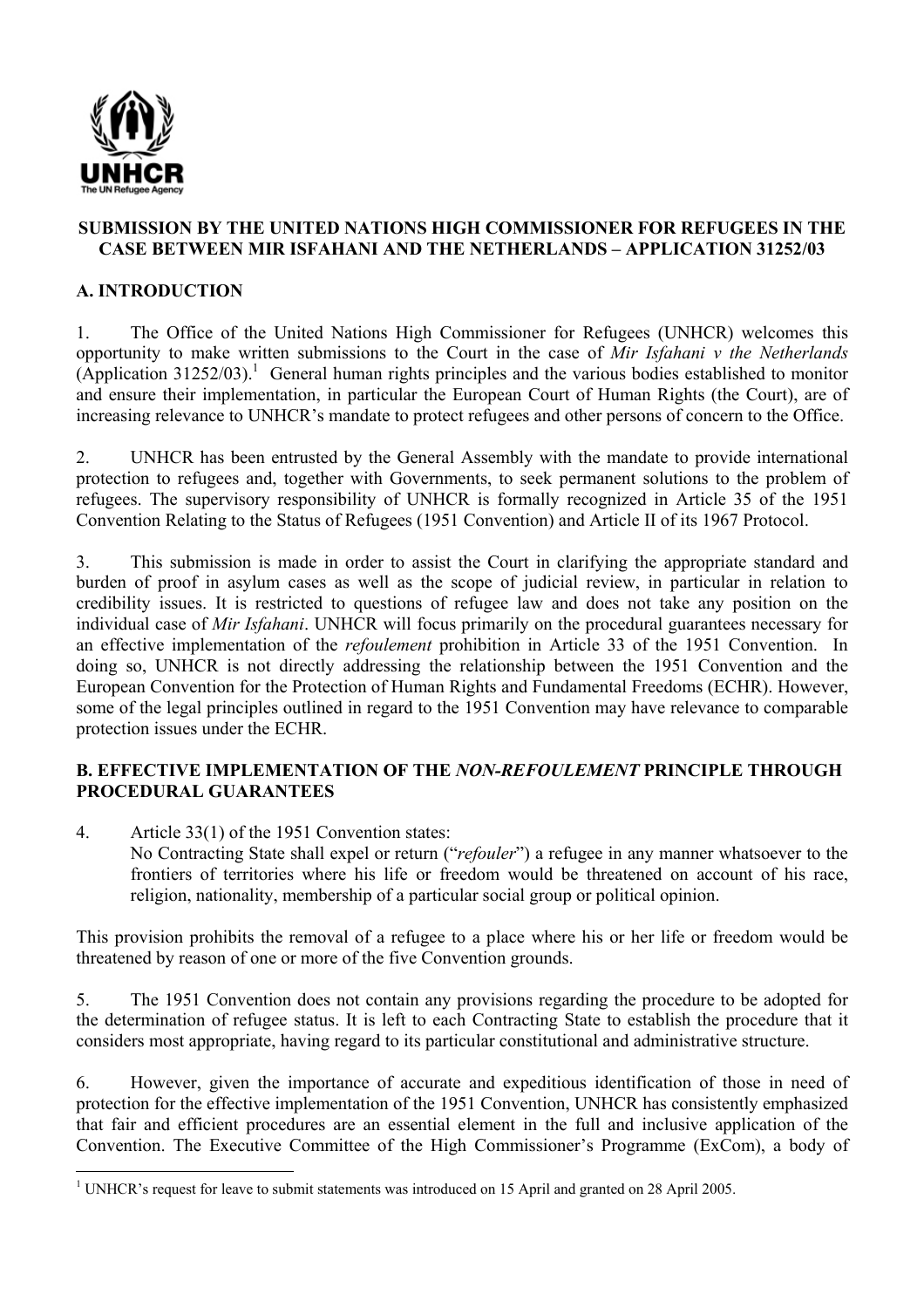**SUBMISSION BY THE UNITED NATIONS HIGH COMMISSIONER FOR REFUGEES IN THE CASE BETWEEN MIR ISFAHANI AND THE NETHERLANDS – APPLICATION 31252/03**

## A. INTRODUCTION

1. The Office of the United Nations High Commissioner for Refugees (UNHCR) welcomes this opportunity to make written submissions to the Court in the case of *Mir Isfahani v the Netherlands* (Application 31252/03).[1] General human rights principles and the various bodies established to monitor and ensure their implementation, in particular the European Court of Human Rights (the Court), are of increasing relevance to UNHCR's mandate to protect refugees and other persons of concern to the Office.

2. UNHCR has been entrusted by the General Assembly with the mandate to provide international protection to refugees and, together with Governments, to seek permanent solutions to the problem of refugees. The supervisory responsibility of UNHCR is formally recognized in Article 35 of the 1951 Convention Relating to the Status of Refugees (1951 Convention) and Article II of its 1967 Protocol.

3. This submission is made in order to assist the Court in clarifying the appropriate standard and burden of proof in asylum cases as well as the scope of judicial review, in particular in relation to credibility issues. It is restricted to questions of refugee law and does not take any position on the individual case of *Mir Isfahani*. UNHCR will focus primarily on the procedural guarantees necessary for an effective implementation of the *refoulement* prohibition in Article 33 of the 1951 Convention. In doing so, UNHCR is not directly addressing the relationship between the 1951 Convention and the European Convention for the Protection of Human Rights and Fundamental Freedoms (ECHR). However, some of the legal principles outlined in regard to the 1951 Convention may have relevance to comparable protection issues under the ECHR.

## B. EFFECTIVE IMPLEMENTATION OF THE *NON-REFOULEMENT* PRINCIPLE THROUGH PROCEDURAL GUARANTEES

4. Article 33(1) of the 1951 Convention states:

> No Contracting State shall expel or return ("*refouler*") a refugee in any manner whatsoever to the frontiers of territories where his life or freedom would be threatened on account of his race, religion, nationality, membership of a particular social group or political opinion.

This provision prohibits the removal of a refugee to a place where his or her life or freedom would be threatened by reason of one or more of the five Convention grounds.

5. The 1951 Convention does not contain any provisions regarding the procedure to be adopted for the determination of refugee status. It is left to each Contracting State to establish the procedure that it considers most appropriate, having regard to its particular constitutional and administrative structure.

6. However, given the importance of accurate and expeditious identification of those in need of protection for the effective implementation of the 1951 Convention, UNHCR has consistently emphasized that fair and efficient procedures are an essential element in the full and inclusive application of the Convention. The Executive Committee of the High Commissioner's Programme (ExCom), a body of

---

[1] UNHCR's request for leave to submit statements was introduced on 15 April and granted on 28 April 2005.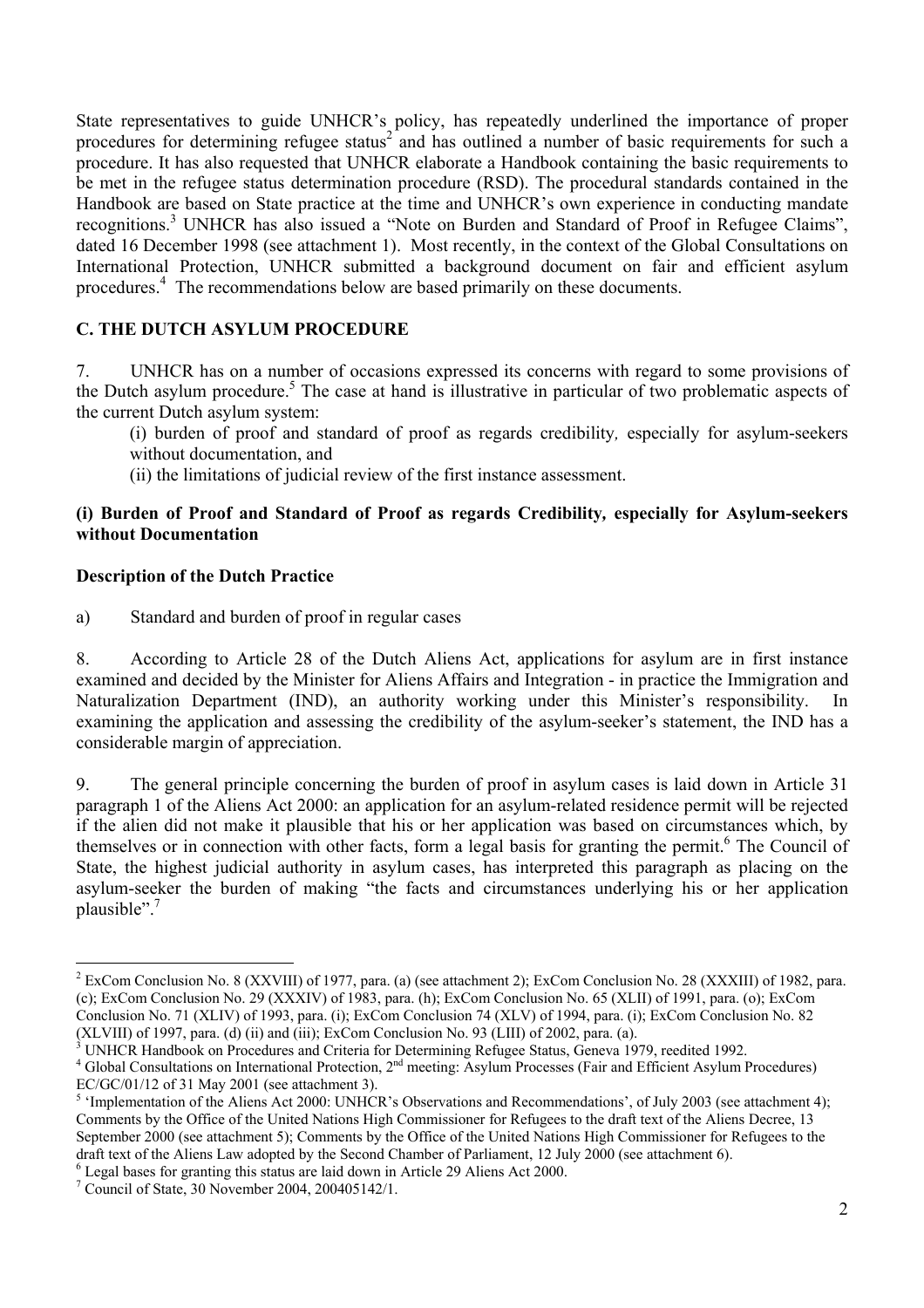State representatives to guide UNHCR's policy, has repeatedly underlined the importance of proper procedures for determining refugee status[2] and has outlined a number of basic requirements for such a procedure. It has also requested that UNHCR elaborate a Handbook containing the basic requirements to be met in the refugee status determination procedure (RSD). The procedural standards contained in the Handbook are based on State practice at the time and UNHCR's own experience in conducting mandate recognitions.[3] UNHCR has also issued a "Note on Burden and Standard of Proof in Refugee Claims", dated 16 December 1998 (see attachment 1). Most recently, in the context of the Global Consultations on International Protection, UNHCR submitted a background document on fair and efficient asylum procedures.[4] The recommendations below are based primarily on these documents.

## C. THE DUTCH ASYLUM PROCEDURE

7. UNHCR has on a number of occasions expressed its concerns with regard to some provisions of the Dutch asylum procedure.[5] The case at hand is illustrative in particular of two problematic aspects of the current Dutch asylum system:

(i) burden of proof and standard of proof as regards credibility*,* especially for asylum-seekers without documentation, and

(ii) the limitations of judicial review of the first instance assessment.

### (i) Burden of Proof and Standard of Proof as regards Credibility, especially for Asylum-seekers without Documentation

#### Description of the Dutch Practice

a) Standard and burden of proof in regular cases

8. According to Article 28 of the Dutch Aliens Act, applications for asylum are in first instance examined and decided by the Minister for Aliens Affairs and Integration - in practice the Immigration and Naturalization Department (IND), an authority working under this Minister's responsibility. In examining the application and assessing the credibility of the asylum-seeker's statement, the IND has a considerable margin of appreciation.

9. The general principle concerning the burden of proof in asylum cases is laid down in Article 31 paragraph 1 of the Aliens Act 2000: an application for an asylum-related residence permit will be rejected if the alien did not make it plausible that his or her application was based on circumstances which, by themselves or in connection with other facts, form a legal basis for granting the permit.[6] The Council of State, the highest judicial authority in asylum cases, has interpreted this paragraph as placing on the asylum-seeker the burden of making "the facts and circumstances underlying his or her application plausible".[7]

---

[2] ExCom Conclusion No. 8 (XXVIII) of 1977, para. (a) (see attachment 2); ExCom Conclusion No. 28 (XXXIII) of 1982, para. (c); ExCom Conclusion No. 29 (XXXIV) of 1983, para. (h); ExCom Conclusion No. 65 (XLII) of 1991, para. (o); ExCom Conclusion No. 71 (XLIV) of 1993, para. (i); ExCom Conclusion 74 (XLV) of 1994, para. (i); ExCom Conclusion No. 82 (XLVIII) of 1997, para. (d) (ii) and (iii); ExCom Conclusion No. 93 (LIII) of 2002, para. (a).

[3] UNHCR Handbook on Procedures and Criteria for Determining Refugee Status, Geneva 1979, reedited 1992.

[4] Global Consultations on International Protection, 2nd meeting: Asylum Processes (Fair and Efficient Asylum Procedures) EC/GC/01/12 of 31 May 2001 (see attachment 3).

[5] 'Implementation of the Aliens Act 2000: UNHCR's Observations and Recommendations', of July 2003 (see attachment 4); Comments by the Office of the United Nations High Commissioner for Refugees to the draft text of the Aliens Decree, 13 September 2000 (see attachment 5); Comments by the Office of the United Nations High Commissioner for Refugees to the draft text of the Aliens Law adopted by the Second Chamber of Parliament, 12 July 2000 (see attachment 6).

[6] Legal bases for granting this status are laid down in Article 29 Aliens Act 2000.

[7] Council of State, 30 November 2004, 200405142/1.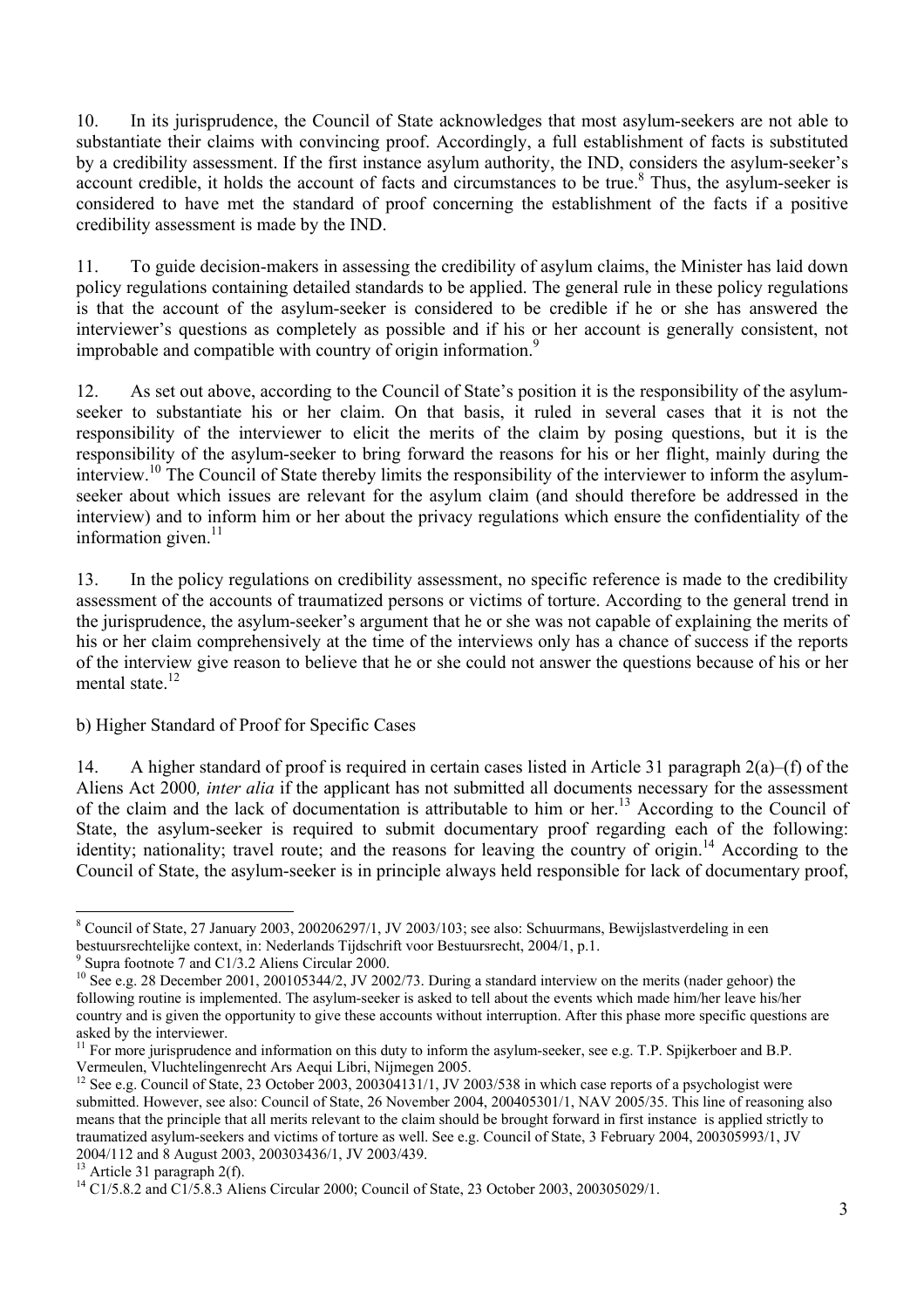10. In its jurisprudence, the Council of State acknowledges that most asylum-seekers are not able to substantiate their claims with convincing proof. Accordingly, a full establishment of facts is substituted by a credibility assessment. If the first instance asylum authority, the IND, considers the asylum-seeker's account credible, it holds the account of facts and circumstances to be true.[8] Thus, the asylum-seeker is considered to have met the standard of proof concerning the establishment of the facts if a positive credibility assessment is made by the IND.

11. To guide decision-makers in assessing the credibility of asylum claims, the Minister has laid down policy regulations containing detailed standards to be applied. The general rule in these policy regulations is that the account of the asylum-seeker is considered to be credible if he or she has answered the interviewer's questions as completely as possible and if his or her account is generally consistent, not improbable and compatible with country of origin information.[9]

12. As set out above, according to the Council of State's position it is the responsibility of the asylum-seeker to substantiate his or her claim. On that basis, it ruled in several cases that it is not the responsibility of the interviewer to elicit the merits of the claim by posing questions, but it is the responsibility of the asylum-seeker to bring forward the reasons for his or her flight, mainly during the interview.[10] The Council of State thereby limits the responsibility of the interviewer to inform the asylum-seeker about which issues are relevant for the asylum claim (and should therefore be addressed in the interview) and to inform him or her about the privacy regulations which ensure the confidentiality of the information given.[11]

13. In the policy regulations on credibility assessment, no specific reference is made to the credibility assessment of the accounts of traumatized persons or victims of torture. According to the general trend in the jurisprudence, the asylum-seeker's argument that he or she was not capable of explaining the merits of his or her claim comprehensively at the time of the interviews only has a chance of success if the reports of the interview give reason to believe that he or she could not answer the questions because of his or her mental state.[12]

b) Higher Standard of Proof for Specific Cases

14. A higher standard of proof is required in certain cases listed in Article 31 paragraph 2(a)–(f) of the Aliens Act 2000*, inter alia* if the applicant has not submitted all documents necessary for the assessment of the claim and the lack of documentation is attributable to him or her.[13] According to the Council of State, the asylum-seeker is required to submit documentary proof regarding each of the following: identity; nationality; travel route; and the reasons for leaving the country of origin.[14] According to the Council of State, the asylum-seeker is in principle always held responsible for lack of documentary proof,

---

[8] Council of State, 27 January 2003, 200206297/1, JV 2003/103; see also: Schuurmans, Bewijslastverdeling in een bestuursrechtelijke context, in: Nederlands Tijdschrift voor Bestuursrecht, 2004/1, p.1.

[9] Supra footnote 7 and C1/3.2 Aliens Circular 2000.

[10] See e.g. 28 December 2001, 200105344/2, JV 2002/73. During a standard interview on the merits (nader gehoor) the following routine is implemented. The asylum-seeker is asked to tell about the events which made him/her leave his/her country and is given the opportunity to give these accounts without interruption. After this phase more specific questions are asked by the interviewer.

[11] For more jurisprudence and information on this duty to inform the asylum-seeker, see e.g. T.P. Spijkerboer and B.P. Vermeulen, Vluchtelingenrecht Ars Aequi Libri, Nijmegen 2005.

[12] See e.g. Council of State, 23 October 2003, 200304131/1, JV 2003/538 in which case reports of a psychologist were submitted. However, see also: Council of State, 26 November 2004, 200405301/1, NAV 2005/35. This line of reasoning also means that the principle that all merits relevant to the claim should be brought forward in first instance is applied strictly to traumatized asylum-seekers and victims of torture as well. See e.g. Council of State, 3 February 2004, 200305993/1, JV 2004/112 and 8 August 2003, 200303436/1, JV 2003/439.

[13] Article 31 paragraph 2(f).

[14] C1/5.8.2 and C1/5.8.3 Aliens Circular 2000; Council of State, 23 October 2003, 200305029/1.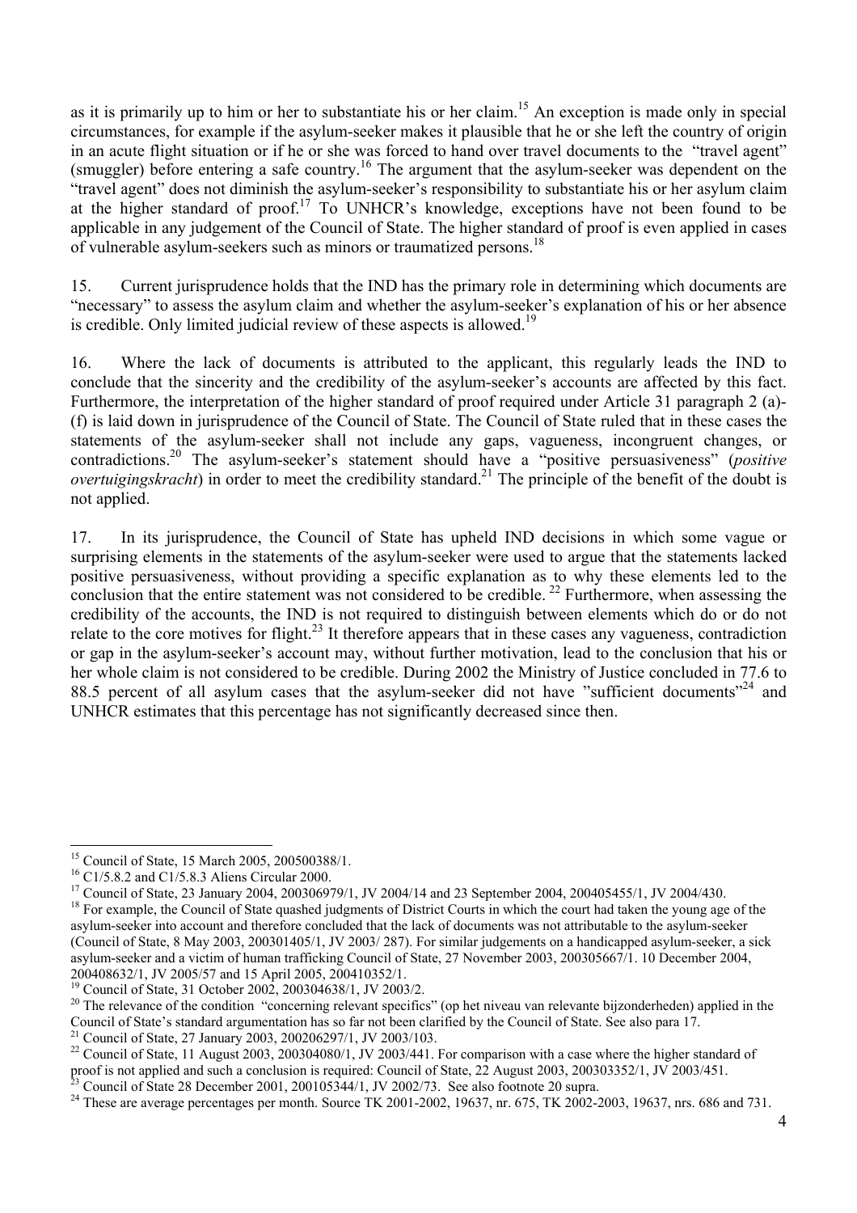as it is primarily up to him or her to substantiate his or her claim.[15] An exception is made only in special circumstances, for example if the asylum-seeker makes it plausible that he or she left the country of origin in an acute flight situation or if he or she was forced to hand over travel documents to the "travel agent" (smuggler) before entering a safe country.[16] The argument that the asylum-seeker was dependent on the "travel agent" does not diminish the asylum-seeker's responsibility to substantiate his or her asylum claim at the higher standard of proof.[17] To UNHCR's knowledge, exceptions have not been found to be applicable in any judgement of the Council of State. The higher standard of proof is even applied in cases of vulnerable asylum-seekers such as minors or traumatized persons.[18]

15. Current jurisprudence holds that the IND has the primary role in determining which documents are "necessary" to assess the asylum claim and whether the asylum-seeker's explanation of his or her absence is credible. Only limited judicial review of these aspects is allowed.[19]

16. Where the lack of documents is attributed to the applicant, this regularly leads the IND to conclude that the sincerity and the credibility of the asylum-seeker's accounts are affected by this fact. Furthermore, the interpretation of the higher standard of proof required under Article 31 paragraph 2 (a)-(f) is laid down in jurisprudence of the Council of State. The Council of State ruled that in these cases the statements of the asylum-seeker shall not include any gaps, vagueness, incongruent changes, or contradictions.[20] The asylum-seeker's statement should have a "positive persuasiveness" (*positive overtuigingskracht*) in order to meet the credibility standard.[21] The principle of the benefit of the doubt is not applied.

17. In its jurisprudence, the Council of State has upheld IND decisions in which some vague or surprising elements in the statements of the asylum-seeker were used to argue that the statements lacked positive persuasiveness, without providing a specific explanation as to why these elements led to the conclusion that the entire statement was not considered to be credible. [22] Furthermore, when assessing the credibility of the accounts, the IND is not required to distinguish between elements which do or do not relate to the core motives for flight.[23] It therefore appears that in these cases any vagueness, contradiction or gap in the asylum-seeker's account may, without further motivation, lead to the conclusion that his or her whole claim is not considered to be credible. During 2002 the Ministry of Justice concluded in 77.6 to 88.5 percent of all asylum cases that the asylum-seeker did not have "sufficient documents"[24] and UNHCR estimates that this percentage has not significantly decreased since then.

---

[15] Council of State, 15 March 2005, 200500388/1.

[16] C1/5.8.2 and C1/5.8.3 Aliens Circular 2000.

[17] Council of State, 23 January 2004, 200306979/1, JV 2004/14 and 23 September 2004, 200405455/1, JV 2004/430.

[18] For example, the Council of State quashed judgments of District Courts in which the court had taken the young age of the asylum-seeker into account and therefore concluded that the lack of documents was not attributable to the asylum-seeker (Council of State, 8 May 2003, 200301405/1, JV 2003/ 287). For similar judgements on a handicapped asylum-seeker, a sick asylum-seeker and a victim of human trafficking Council of State, 27 November 2003, 200305667/1. 10 December 2004, 200408632/1, JV 2005/57 and 15 April 2005, 200410352/1.

[19] Council of State, 31 October 2002, 200304638/1, JV 2003/2.

[20] The relevance of the condition "concerning relevant specifics" (op het niveau van relevante bijzonderheden) applied in the Council of State's standard argumentation has so far not been clarified by the Council of State. See also para 17.

[21] Council of State, 27 January 2003, 200206297/1, JV 2003/103.

[22] Council of State, 11 August 2003, 200304080/1, JV 2003/441. For comparison with a case where the higher standard of proof is not applied and such a conclusion is required: Council of State, 22 August 2003, 200303352/1, JV 2003/451.

[23] Council of State 28 December 2001, 200105344/1, JV 2002/73. See also footnote 20 supra.

[24] These are average percentages per month. Source TK 2001-2002, 19637, nr. 675, TK 2002-2003, 19637, nrs. 686 and 731.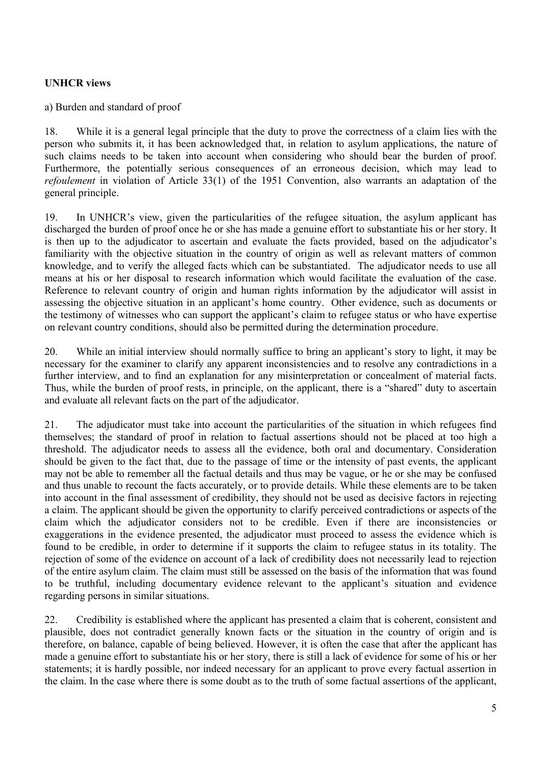**UNHCR views**

a) Burden and standard of proof

18. While it is a general legal principle that the duty to prove the correctness of a claim lies with the person who submits it, it has been acknowledged that, in relation to asylum applications, the nature of such claims needs to be taken into account when considering who should bear the burden of proof. Furthermore, the potentially serious consequences of an erroneous decision, which may lead to *refoulement* in violation of Article 33(1) of the 1951 Convention, also warrants an adaptation of the general principle.

19. In UNHCR's view, given the particularities of the refugee situation, the asylum applicant has discharged the burden of proof once he or she has made a genuine effort to substantiate his or her story. It is then up to the adjudicator to ascertain and evaluate the facts provided, based on the adjudicator's familiarity with the objective situation in the country of origin as well as relevant matters of common knowledge, and to verify the alleged facts which can be substantiated. The adjudicator needs to use all means at his or her disposal to research information which would facilitate the evaluation of the case. Reference to relevant country of origin and human rights information by the adjudicator will assist in assessing the objective situation in an applicant's home country. Other evidence, such as documents or the testimony of witnesses who can support the applicant's claim to refugee status or who have expertise on relevant country conditions, should also be permitted during the determination procedure.

20. While an initial interview should normally suffice to bring an applicant's story to light, it may be necessary for the examiner to clarify any apparent inconsistencies and to resolve any contradictions in a further interview, and to find an explanation for any misinterpretation or concealment of material facts. Thus, while the burden of proof rests, in principle, on the applicant, there is a "shared" duty to ascertain and evaluate all relevant facts on the part of the adjudicator.

21. The adjudicator must take into account the particularities of the situation in which refugees find themselves; the standard of proof in relation to factual assertions should not be placed at too high a threshold. The adjudicator needs to assess all the evidence, both oral and documentary. Consideration should be given to the fact that, due to the passage of time or the intensity of past events, the applicant may not be able to remember all the factual details and thus may be vague, or he or she may be confused and thus unable to recount the facts accurately, or to provide details. While these elements are to be taken into account in the final assessment of credibility, they should not be used as decisive factors in rejecting a claim. The applicant should be given the opportunity to clarify perceived contradictions or aspects of the claim which the adjudicator considers not to be credible. Even if there are inconsistencies or exaggerations in the evidence presented, the adjudicator must proceed to assess the evidence which is found to be credible, in order to determine if it supports the claim to refugee status in its totality. The rejection of some of the evidence on account of a lack of credibility does not necessarily lead to rejection of the entire asylum claim. The claim must still be assessed on the basis of the information that was found to be truthful, including documentary evidence relevant to the applicant's situation and evidence regarding persons in similar situations.

22. Credibility is established where the applicant has presented a claim that is coherent, consistent and plausible, does not contradict generally known facts or the situation in the country of origin and is therefore, on balance, capable of being believed. However, it is often the case that after the applicant has made a genuine effort to substantiate his or her story, there is still a lack of evidence for some of his or her statements; it is hardly possible, nor indeed necessary for an applicant to prove every factual assertion in the claim. In the case where there is some doubt as to the truth of some factual assertions of the applicant,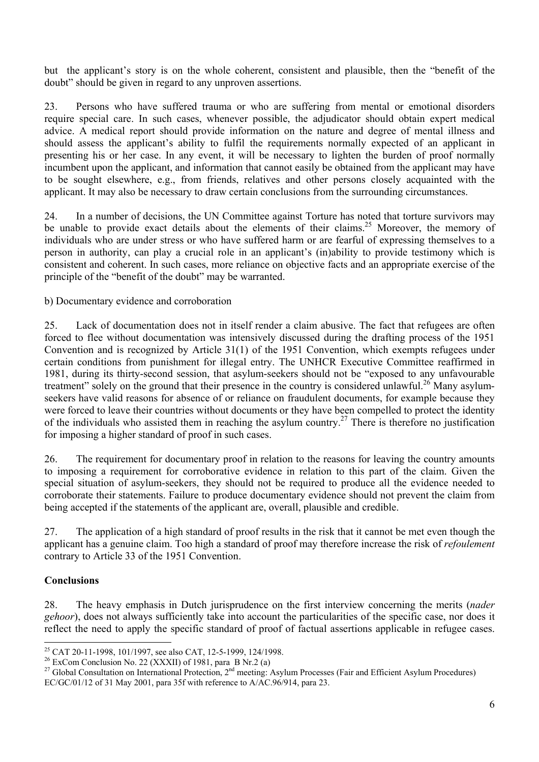but the applicant's story is on the whole coherent, consistent and plausible, then the "benefit of the doubt" should be given in regard to any unproven assertions.

23. Persons who have suffered trauma or who are suffering from mental or emotional disorders require special care. In such cases, whenever possible, the adjudicator should obtain expert medical advice. A medical report should provide information on the nature and degree of mental illness and should assess the applicant's ability to fulfil the requirements normally expected of an applicant in presenting his or her case. In any event, it will be necessary to lighten the burden of proof normally incumbent upon the applicant, and information that cannot easily be obtained from the applicant may have to be sought elsewhere, e.g., from friends, relatives and other persons closely acquainted with the applicant. It may also be necessary to draw certain conclusions from the surrounding circumstances.

24. In a number of decisions, the UN Committee against Torture has noted that torture survivors may be unable to provide exact details about the elements of their claims.[25] Moreover, the memory of individuals who are under stress or who have suffered harm or are fearful of expressing themselves to a person in authority, can play a crucial role in an applicant's (in)ability to provide testimony which is consistent and coherent. In such cases, more reliance on objective facts and an appropriate exercise of the principle of the "benefit of the doubt" may be warranted.

b) Documentary evidence and corroboration

25. Lack of documentation does not in itself render a claim abusive. The fact that refugees are often forced to flee without documentation was intensively discussed during the drafting process of the 1951 Convention and is recognized by Article 31(1) of the 1951 Convention, which exempts refugees under certain conditions from punishment for illegal entry. The UNHCR Executive Committee reaffirmed in 1981, during its thirty-second session, that asylum-seekers should not be "exposed to any unfavourable treatment" solely on the ground that their presence in the country is considered unlawful.[26] Many asylum-seekers have valid reasons for absence of or reliance on fraudulent documents, for example because they were forced to leave their countries without documents or they have been compelled to protect the identity of the individuals who assisted them in reaching the asylum country.[27] There is therefore no justification for imposing a higher standard of proof in such cases.

26. The requirement for documentary proof in relation to the reasons for leaving the country amounts to imposing a requirement for corroborative evidence in relation to this part of the claim. Given the special situation of asylum-seekers, they should not be required to produce all the evidence needed to corroborate their statements. Failure to produce documentary evidence should not prevent the claim from being accepted if the statements of the applicant are, overall, plausible and credible.

27. The application of a high standard of proof results in the risk that it cannot be met even though the applicant has a genuine claim. Too high a standard of proof may therefore increase the risk of *refoulement* contrary to Article 33 of the 1951 Convention.

**Conclusions**

28. The heavy emphasis in Dutch jurisprudence on the first interview concerning the merits (*nader gehoor*), does not always sufficiently take into account the particularities of the specific case, nor does it reflect the need to apply the specific standard of proof of factual assertions applicable in refugee cases.

---

[25] CAT 20-11-1998, 101/1997, see also CAT, 12-5-1999, 124/1998.

[26] ExCom Conclusion No. 22 (XXXII) of 1981, para B Nr.2 (a)

[27] Global Consultation on International Protection, 2nd meeting: Asylum Processes (Fair and Efficient Asylum Procedures) EC/GC/01/12 of 31 May 2001, para 35f with reference to A/AC.96/914, para 23.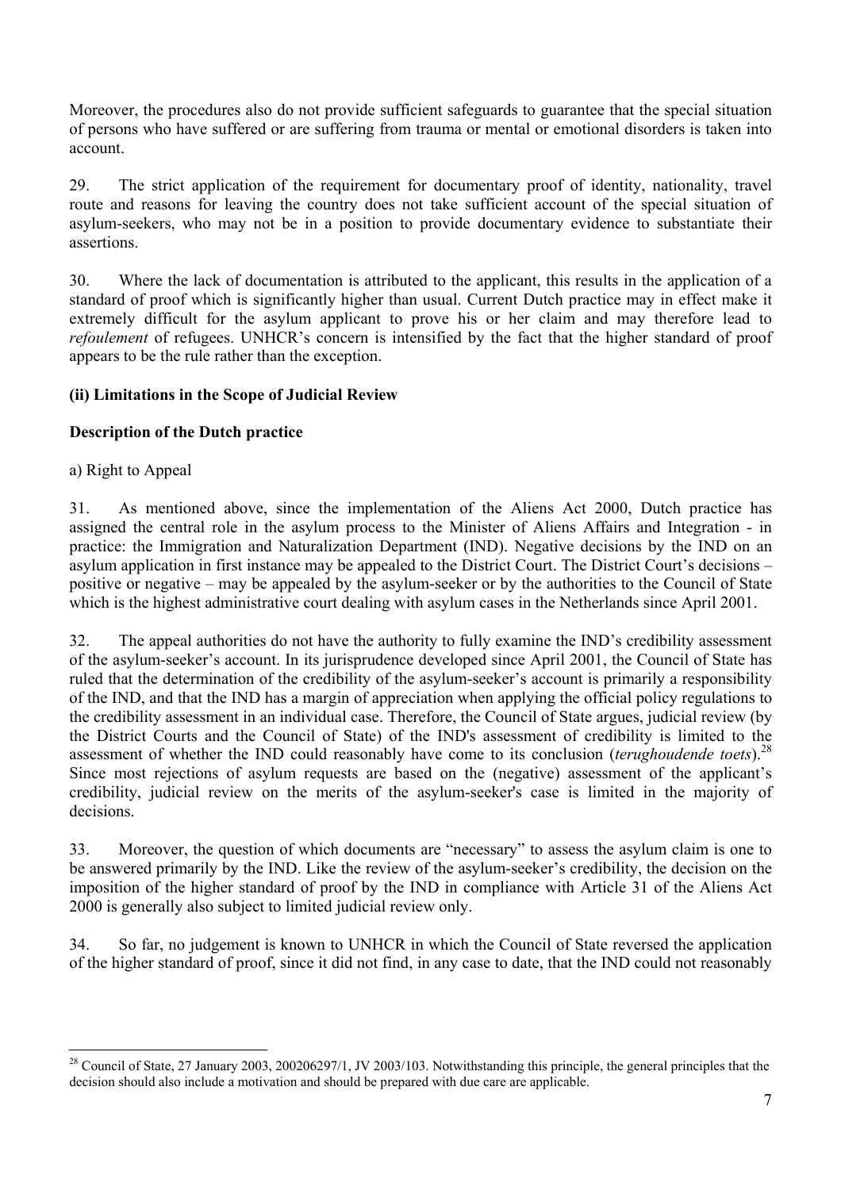Moreover, the procedures also do not provide sufficient safeguards to guarantee that the special situation of persons who have suffered or are suffering from trauma or mental or emotional disorders is taken into account.

29. The strict application of the requirement for documentary proof of identity, nationality, travel route and reasons for leaving the country does not take sufficient account of the special situation of asylum-seekers, who may not be in a position to provide documentary evidence to substantiate their assertions.

30. Where the lack of documentation is attributed to the applicant, this results in the application of a standard of proof which is significantly higher than usual. Current Dutch practice may in effect make it extremely difficult for the asylum applicant to prove his or her claim and may therefore lead to *refoulement* of refugees. UNHCR's concern is intensified by the fact that the higher standard of proof appears to be the rule rather than the exception.

**(ii) Limitations in the Scope of Judicial Review**

**Description of the Dutch practice**

a) Right to Appeal

31. As mentioned above, since the implementation of the Aliens Act 2000, Dutch practice has assigned the central role in the asylum process to the Minister of Aliens Affairs and Integration - in practice: the Immigration and Naturalization Department (IND). Negative decisions by the IND on an asylum application in first instance may be appealed to the District Court. The District Court's decisions – positive or negative – may be appealed by the asylum-seeker or by the authorities to the Council of State which is the highest administrative court dealing with asylum cases in the Netherlands since April 2001.

32. The appeal authorities do not have the authority to fully examine the IND's credibility assessment of the asylum-seeker's account. In its jurisprudence developed since April 2001, the Council of State has ruled that the determination of the credibility of the asylum-seeker's account is primarily a responsibility of the IND, and that the IND has a margin of appreciation when applying the official policy regulations to the credibility assessment in an individual case. Therefore, the Council of State argues, judicial review (by the District Courts and the Council of State) of the IND's assessment of credibility is limited to the assessment of whether the IND could reasonably have come to its conclusion (*terughoudende toets*).[28] Since most rejections of asylum requests are based on the (negative) assessment of the applicant's credibility, judicial review on the merits of the asylum-seeker's case is limited in the majority of decisions.

33. Moreover, the question of which documents are "necessary" to assess the asylum claim is one to be answered primarily by the IND. Like the review of the asylum-seeker's credibility, the decision on the imposition of the higher standard of proof by the IND in compliance with Article 31 of the Aliens Act 2000 is generally also subject to limited judicial review only.

34. So far, no judgement is known to UNHCR in which the Council of State reversed the application of the higher standard of proof, since it did not find, in any case to date, that the IND could not reasonably

[28] Council of State, 27 January 2003, 200206297/1, JV 2003/103. Notwithstanding this principle, the general principles that the decision should also include a motivation and should be prepared with due care are applicable.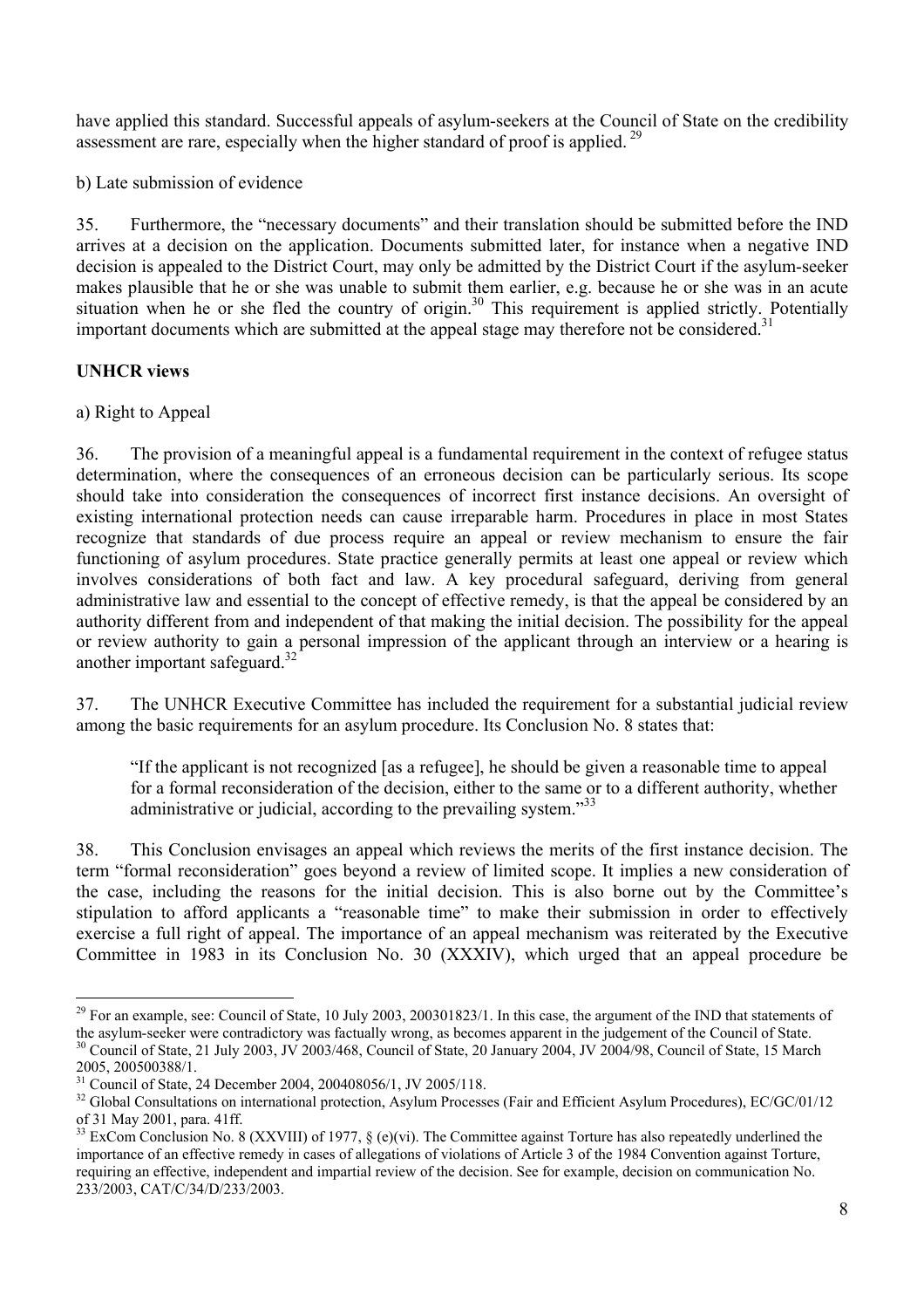have applied this standard. Successful appeals of asylum-seekers at the Council of State on the credibility assessment are rare, especially when the higher standard of proof is applied. [29]

b) Late submission of evidence

35. Furthermore, the "necessary documents" and their translation should be submitted before the IND arrives at a decision on the application. Documents submitted later, for instance when a negative IND decision is appealed to the District Court, may only be admitted by the District Court if the asylum-seeker makes plausible that he or she was unable to submit them earlier, e.g. because he or she was in an acute situation when he or she fled the country of origin.[30] This requirement is applied strictly. Potentially important documents which are submitted at the appeal stage may therefore not be considered.[31]

**UNHCR views**

a) Right to Appeal

36. The provision of a meaningful appeal is a fundamental requirement in the context of refugee status determination, where the consequences of an erroneous decision can be particularly serious. Its scope should take into consideration the consequences of incorrect first instance decisions. An oversight of existing international protection needs can cause irreparable harm. Procedures in place in most States recognize that standards of due process require an appeal or review mechanism to ensure the fair functioning of asylum procedures. State practice generally permits at least one appeal or review which involves considerations of both fact and law. A key procedural safeguard, deriving from general administrative law and essential to the concept of effective remedy, is that the appeal be considered by an authority different from and independent of that making the initial decision. The possibility for the appeal or review authority to gain a personal impression of the applicant through an interview or a hearing is another important safeguard.[32]

37. The UNHCR Executive Committee has included the requirement for a substantial judicial review among the basic requirements for an asylum procedure. Its Conclusion No. 8 states that:

> "If the applicant is not recognized [as a refugee], he should be given a reasonable time to appeal for a formal reconsideration of the decision, either to the same or to a different authority, whether administrative or judicial, according to the prevailing system."[33]

38. This Conclusion envisages an appeal which reviews the merits of the first instance decision. The term "formal reconsideration" goes beyond a review of limited scope. It implies a new consideration of the case, including the reasons for the initial decision. This is also borne out by the Committee's stipulation to afford applicants a "reasonable time" to make their submission in order to effectively exercise a full right of appeal. The importance of an appeal mechanism was reiterated by the Executive Committee in 1983 in its Conclusion No. 30 (XXXIV), which urged that an appeal procedure be

---

[29] For an example, see: Council of State, 10 July 2003, 200301823/1. In this case, the argument of the IND that statements of the asylum-seeker were contradictory was factually wrong, as becomes apparent in the judgement of the Council of State.

[30] Council of State, 21 July 2003, JV 2003/468, Council of State, 20 January 2004, JV 2004/98, Council of State, 15 March 2005, 200500388/1.

[31] Council of State, 24 December 2004, 200408056/1, JV 2005/118.

[32] Global Consultations on international protection, Asylum Processes (Fair and Efficient Asylum Procedures), EC/GC/01/12 of 31 May 2001, para. 41ff.

[33] ExCom Conclusion No. 8 (XXVIII) of 1977, § (e)(vi). The Committee against Torture has also repeatedly underlined the importance of an effective remedy in cases of allegations of violations of Article 3 of the 1984 Convention against Torture, requiring an effective, independent and impartial review of the decision. See for example, decision on communication No. 233/2003, CAT/C/34/D/233/2003.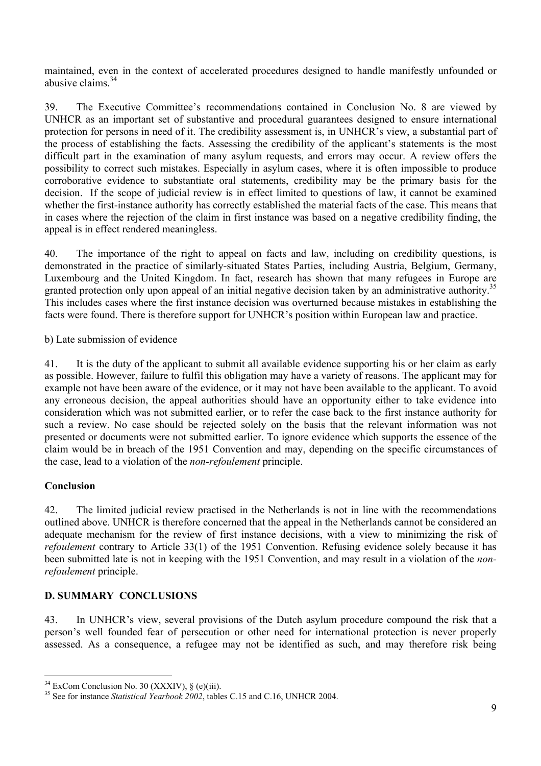maintained, even in the context of accelerated procedures designed to handle manifestly unfounded or abusive claims.[34]

39. The Executive Committee's recommendations contained in Conclusion No. 8 are viewed by UNHCR as an important set of substantive and procedural guarantees designed to ensure international protection for persons in need of it. The credibility assessment is, in UNHCR's view, a substantial part of the process of establishing the facts. Assessing the credibility of the applicant's statements is the most difficult part in the examination of many asylum requests, and errors may occur. A review offers the possibility to correct such mistakes. Especially in asylum cases, where it is often impossible to produce corroborative evidence to substantiate oral statements, credibility may be the primary basis for the decision. If the scope of judicial review is in effect limited to questions of law, it cannot be examined whether the first-instance authority has correctly established the material facts of the case. This means that in cases where the rejection of the claim in first instance was based on a negative credibility finding, the appeal is in effect rendered meaningless.

40. The importance of the right to appeal on facts and law, including on credibility questions, is demonstrated in the practice of similarly-situated States Parties, including Austria, Belgium, Germany, Luxembourg and the United Kingdom. In fact, research has shown that many refugees in Europe are granted protection only upon appeal of an initial negative decision taken by an administrative authority.[35] This includes cases where the first instance decision was overturned because mistakes in establishing the facts were found. There is therefore support for UNHCR's position within European law and practice.

b) Late submission of evidence

41. It is the duty of the applicant to submit all available evidence supporting his or her claim as early as possible. However, failure to fulfil this obligation may have a variety of reasons. The applicant may for example not have been aware of the evidence, or it may not have been available to the applicant. To avoid any erroneous decision, the appeal authorities should have an opportunity either to take evidence into consideration which was not submitted earlier, or to refer the case back to the first instance authority for such a review. No case should be rejected solely on the basis that the relevant information was not presented or documents were not submitted earlier. To ignore evidence which supports the essence of the claim would be in breach of the 1951 Convention and may, depending on the specific circumstances of the case, lead to a violation of the *non-refoulement* principle.

**Conclusion**

42. The limited judicial review practised in the Netherlands is not in line with the recommendations outlined above. UNHCR is therefore concerned that the appeal in the Netherlands cannot be considered an adequate mechanism for the review of first instance decisions, with a view to minimizing the risk of *refoulement* contrary to Article 33(1) of the 1951 Convention. Refusing evidence solely because it has been submitted late is not in keeping with the 1951 Convention, and may result in a violation of the *non-refoulement* principle.

## D. SUMMARY CONCLUSIONS

43. In UNHCR's view, several provisions of the Dutch asylum procedure compound the risk that a person's well founded fear of persecution or other need for international protection is never properly assessed. As a consequence, a refugee may not be identified as such, and may therefore risk being

---

[34] ExCom Conclusion No. 30 (XXXIV), § (e)(iii).

[35] See for instance *Statistical Yearbook 2002*, tables C.15 and C.16, UNHCR 2004.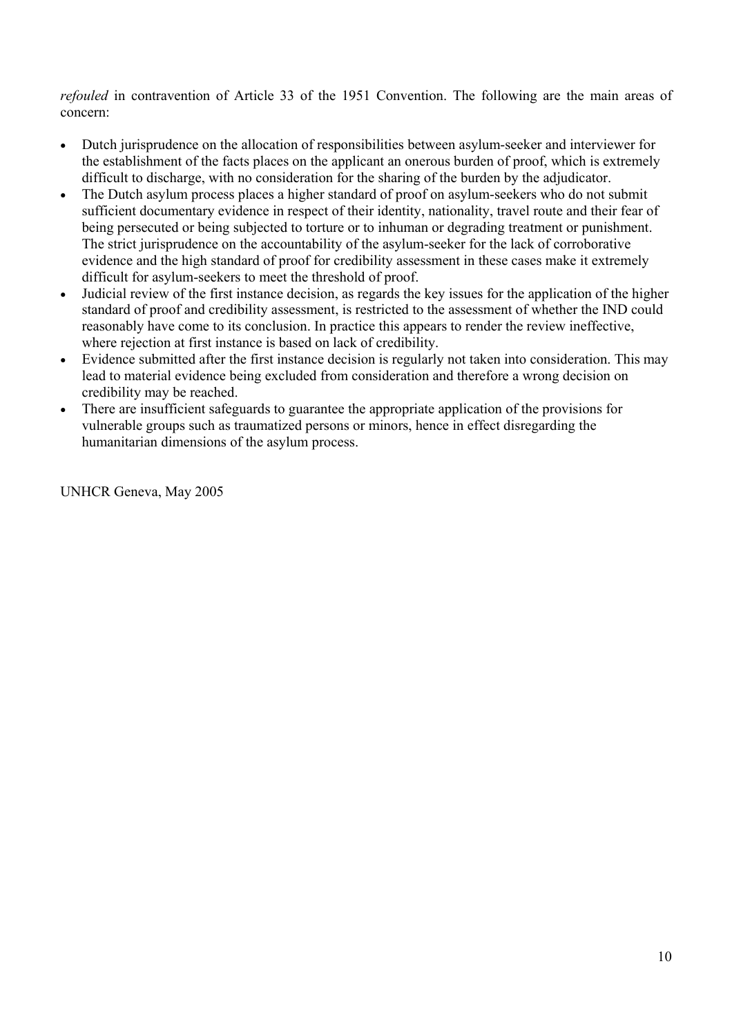*refouled* in contravention of Article 33 of the 1951 Convention. The following are the main areas of concern:

- Dutch jurisprudence on the allocation of responsibilities between asylum-seeker and interviewer for the establishment of the facts places on the applicant an onerous burden of proof, which is extremely difficult to discharge, with no consideration for the sharing of the burden by the adjudicator.
- The Dutch asylum process places a higher standard of proof on asylum-seekers who do not submit sufficient documentary evidence in respect of their identity, nationality, travel route and their fear of being persecuted or being subjected to torture or to inhuman or degrading treatment or punishment. The strict jurisprudence on the accountability of the asylum-seeker for the lack of corroborative evidence and the high standard of proof for credibility assessment in these cases make it extremely difficult for asylum-seekers to meet the threshold of proof.
- Judicial review of the first instance decision, as regards the key issues for the application of the higher standard of proof and credibility assessment, is restricted to the assessment of whether the IND could reasonably have come to its conclusion. In practice this appears to render the review ineffective, where rejection at first instance is based on lack of credibility.
- Evidence submitted after the first instance decision is regularly not taken into consideration. This may lead to material evidence being excluded from consideration and therefore a wrong decision on credibility may be reached.
- There are insufficient safeguards to guarantee the appropriate application of the provisions for vulnerable groups such as traumatized persons or minors, hence in effect disregarding the humanitarian dimensions of the asylum process.

UNHCR Geneva, May 2005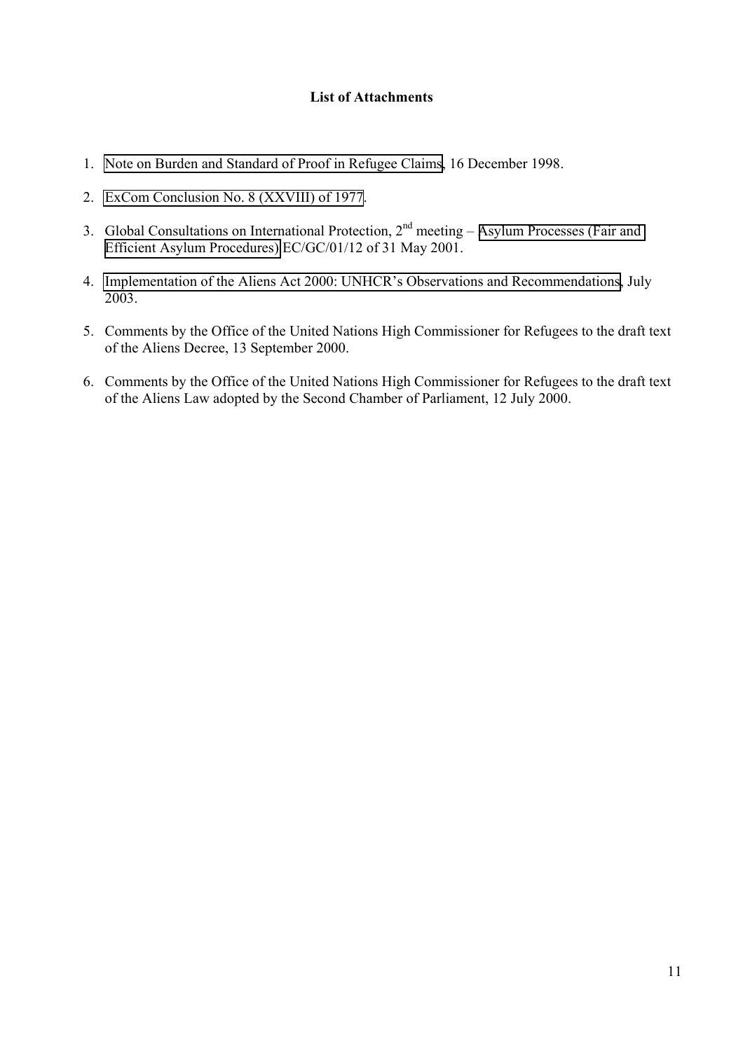**List of Attachments**

1. Note on Burden and Standard of Proof in Refugee Claims, 16 December 1998.

2. ExCom Conclusion No. 8 (XXVIII) of 1977.

3. Global Consultations on International Protection, 2nd meeting – Asylum Processes (Fair and Efficient Asylum Procedures) EC/GC/01/12 of 31 May 2001.

4. Implementation of the Aliens Act 2000: UNHCR's Observations and Recommendations, July 2003.

5. Comments by the Office of the United Nations High Commissioner for Refugees to the draft text of the Aliens Decree, 13 September 2000.

6. Comments by the Office of the United Nations High Commissioner for Refugees to the draft text of the Aliens Law adopted by the Second Chamber of Parliament, 12 July 2000.